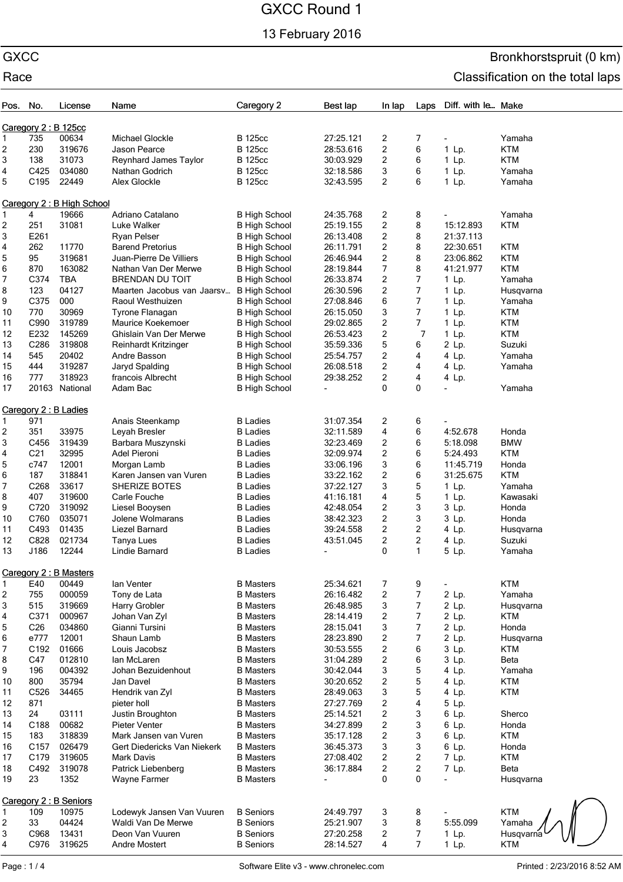# GXCC Round 1

13 February 2016

GXCC — Bronkhorstspruit (0 km)

Race — Classification on the total laps

| Pos. | No. | License | Name | Caregory 2 | Best lap | In lap | Laps | Diff. with le... | Make |
|---|---|---|---|---|---|---|---|---|---|
| **Caregory 2 : B 125cc** | | | | | | | | | |
| 1 | 735 | 00634 | Michael Glockle | B 125cc | 27:25.121 | 2 | 7 | - | Yamaha |
| 2 | 230 | 319676 | Jason Pearce | B 125cc | 28:53.616 | 2 | 6 | 1 Lp. | KTM |
| 3 | 138 | 31073 | Reynhard James Taylor | B 125cc | 30:03.929 | 2 | 6 | 1 Lp. | KTM |
| 4 | C425 | 034080 | Nathan Godrich | B 125cc | 32:18.586 | 3 | 6 | 1 Lp. | Yamaha |
| 5 | C195 | 22449 | Alex Glockle | B 125cc | 32:43.595 | 2 | 6 | 1 Lp. | Yamaha |
| **Caregory 2 : B High School** | | | | | | | | | |
| 1 | 4 | 19666 | Adriano Catalano | B High School | 24:35.768 | 2 | 8 | - | Yamaha |
| 2 | 251 | 31081 | Luke Walker | B High School | 25:19.155 | 2 | 8 | 15:12.893 | KTM |
| 3 | E261 | | Ryan Pelser | B High School | 26:13.408 | 2 | 8 | 21:37.113 | |
| 4 | 262 | 11770 | Barend Pretorius | B High School | 26:11.791 | 2 | 8 | 22:30.651 | KTM |
| 5 | 95 | 319681 | Juan-Pierre De Villiers | B High School | 26:46.944 | 2 | 8 | 23:06.862 | KTM |
| 6 | 870 | 163082 | Nathan Van Der Merwe | B High School | 28:19.844 | 7 | 8 | 41:21.977 | KTM |
| 7 | C374 | TBA | BRENDAN DU TOIT | B High School | 26:33.874 | 2 | 7 | 1 Lp. | Yamaha |
| 8 | 123 | 04127 | Maarten Jacobus van Jaarsv... | B High School | 26:30.596 | 2 | 7 | 1 Lp. | Husqvarna |
| 9 | C375 | 000 | Raoul Westhuizen | B High School | 27:08.846 | 6 | 7 | 1 Lp. | Yamaha |
| 10 | 770 | 30969 | Tyrone Flanagan | B High School | 26:15.050 | 3 | 7 | 1 Lp. | KTM |
| 11 | C990 | 319789 | Maurice Koekemoer | B High School | 29:02.865 | 2 | 7 | 1 Lp. | KTM |
| 12 | E232 | 145269 | Ghislain Van Der Merwe | B High School | 26:53.423 | 2 | 7 | 1 Lp. | KTM |
| 13 | C286 | 319808 | Reinhardt Kritzinger | B High School | 35:59.336 | 5 | 6 | 2 Lp. | Suzuki |
| 14 | 545 | 20402 | Andre Basson | B High School | 25:54.757 | 2 | 4 | 4 Lp. | Yamaha |
| 15 | 444 | 319287 | Jaryd Spalding | B High School | 26:08.518 | 2 | 4 | 4 Lp. | Yamaha |
| 16 | 777 | 318923 | francois Albrecht | B High School | 29:38.252 | 2 | 4 | 4 Lp. | |
| 17 | 20163 | National | Adam Bac | B High School | - | 0 | 0 | - | Yamaha |
| **Caregory 2 : B Ladies** | | | | | | | | | |
| 1 | 971 | | Anais Steenkamp | B Ladies | 31:07.354 | 2 | 6 | - | |
| 2 | 351 | 33975 | Leyah Bresler | B Ladies | 32:11.589 | 4 | 6 | 4:52.678 | Honda |
| 3 | C456 | 319439 | Barbara Muszynski | B Ladies | 32:23.469 | 2 | 6 | 5:18.098 | BMW |
| 4 | C21 | 32995 | Adel Pieroni | B Ladies | 32:09.974 | 2 | 6 | 5:24.493 | KTM |
| 5 | c747 | 12001 | Morgan Lamb | B Ladies | 33:06.196 | 3 | 6 | 11:45.719 | Honda |
| 6 | 187 | 318841 | Karen Jansen van Vuren | B Ladies | 33:22.162 | 2 | 6 | 31:25.675 | KTM |
| 7 | C268 | 33617 | SHERIZE BOTES | B Ladies | 37:22.127 | 3 | 5 | 1 Lp. | Yamaha |
| 8 | 407 | 319600 | Carle Fouche | B Ladies | 41:16.181 | 4 | 5 | 1 Lp. | Kawasaki |
| 9 | C720 | 319092 | Liesel Booysen | B Ladies | 42:48.054 | 2 | 3 | 3 Lp. | Honda |
| 10 | C760 | 035071 | Jolene Wolmarans | B Ladies | 38:42.323 | 2 | 3 | 3 Lp. | Honda |
| 11 | C493 | 01435 | Liezel Barnard | B Ladies | 39:24.558 | 2 | 2 | 4 Lp. | Husqvarna |
| 12 | C828 | 021734 | Tanya Lues | B Ladies | 43:51.045 | 2 | 2 | 4 Lp. | Suzuki |
| 13 | J186 | 12244 | Lindie Barnard | B Ladies | - | 0 | 1 | 5 Lp. | Yamaha |
| **Caregory 2 : B Masters** | | | | | | | | | |
| 1 | E40 | 00449 | Ian Venter | B Masters | 25:34.621 | 7 | 9 | - | KTM |
| 2 | 755 | 000059 | Tony de Lata | B Masters | 26:16.482 | 2 | 7 | 2 Lp. | Yamaha |
| 3 | 515 | 319669 | Harry Grobler | B Masters | 26:48.985 | 3 | 7 | 2 Lp. | Husqvarna |
| 4 | C371 | 000967 | Johan Van Zyl | B Masters | 28:14.419 | 2 | 7 | 2 Lp. | KTM |
| 5 | C26 | 034860 | Gianni Tursini | B Masters | 28:15.041 | 3 | 7 | 2 Lp. | Honda |
| 6 | e777 | 12001 | Shaun Lamb | B Masters | 28:23.890 | 2 | 7 | 2 Lp. | Husqvarna |
| 7 | C192 | 01666 | Louis Jacobsz | B Masters | 30:53.555 | 2 | 6 | 3 Lp. | KTM |
| 8 | C47 | 012810 | Ian McLaren | B Masters | 31:04.289 | 2 | 6 | 3 Lp. | Beta |
| 9 | 196 | 004392 | Johan Bezuidenhout | B Masters | 30:42.044 | 3 | 5 | 4 Lp. | Yamaha |
| 10 | 800 | 35794 | Jan Davel | B Masters | 30:20.652 | 2 | 5 | 4 Lp. | KTM |
| 11 | C526 | 34465 | Hendrik van Zyl | B Masters | 28:49.063 | 3 | 5 | 4 Lp. | KTM |
| 12 | 871 | | pieter holl | B Masters | 27:27.769 | 2 | 4 | 5 Lp. | |
| 13 | 24 | 03111 | Justin Broughton | B Masters | 25:14.521 | 2 | 3 | 6 Lp. | Sherco |
| 14 | C188 | 00682 | Pieter Venter | B Masters | 34:27.899 | 2 | 3 | 6 Lp. | Honda |
| 15 | 183 | 318839 | Mark Jansen van Vuren | B Masters | 35:17.128 | 2 | 3 | 6 Lp. | KTM |
| 16 | C157 | 026479 | Gert Diedericks Van Niekerk | B Masters | 36:45.373 | 3 | 3 | 6 Lp. | Honda |
| 17 | C179 | 319605 | Mark Davis | B Masters | 27:08.402 | 2 | 2 | 7 Lp. | KTM |
| 18 | C492 | 319078 | Patrick Liebenberg | B Masters | 36:17.884 | 2 | 2 | 7 Lp. | Beta |
| 19 | 23 | 1352 | Wayne Farmer | B Masters | - | 0 | 0 | - | Husqvarna |
| **Caregory 2 : B Seniors** | | | | | | | | | |
| 1 | 109 | 10975 | Lodewyk Jansen Van Vuuren | B Seniors | 24:49.797 | 3 | 8 | - | KTM |
| 2 | 33 | 04424 | Waldi Van De Merwe | B Seniors | 25:21.907 | 3 | 8 | 5:55.099 | Yamaha |
| 3 | C968 | 13431 | Deon Van Vuuren | B Seniors | 27:20.258 | 2 | 7 | 1 Lp. | Husqvarna |
| 4 | C976 | 319625 | Andre Mostert | B Seniors | 28:14.527 | 4 | 7 | 1 Lp. | KTM |

Software Elite v3 - www.chronelec.com — Printed : 2/23/2016 8:52 AM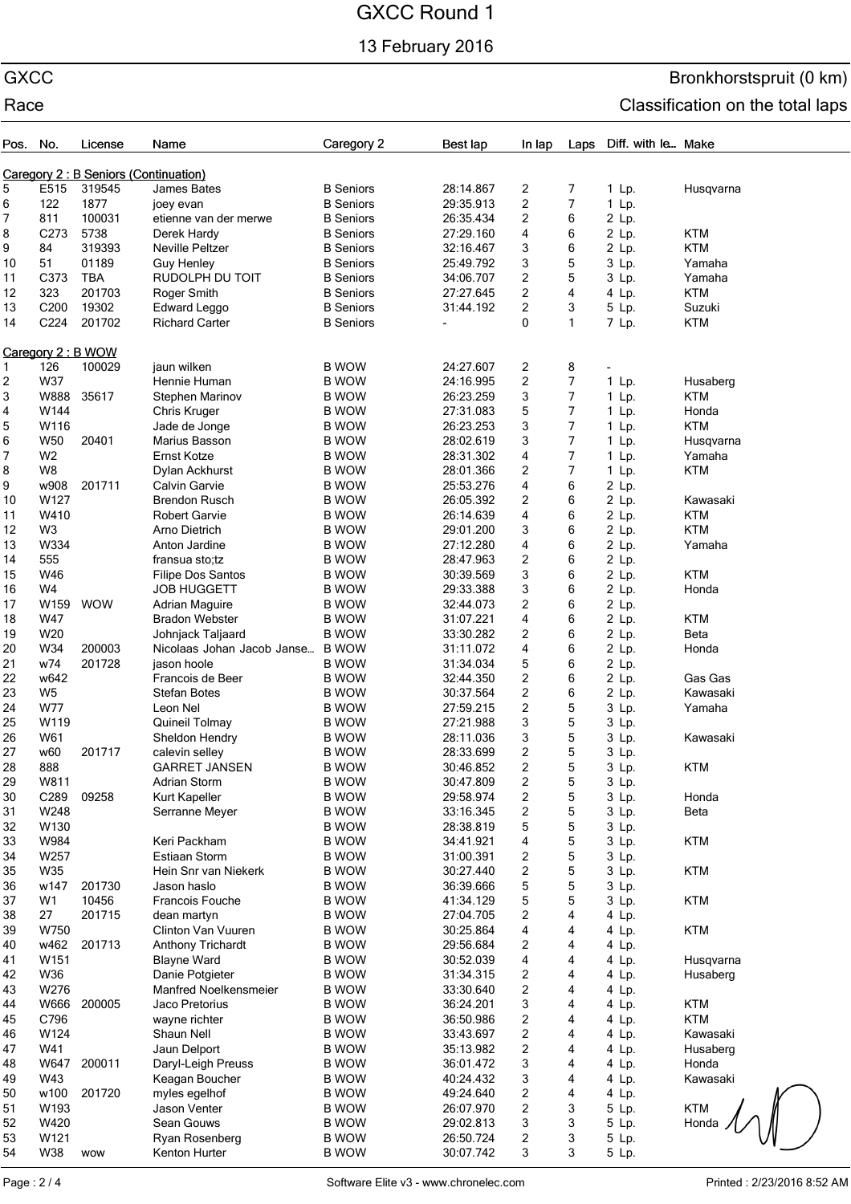# GXCC Round 1

13 February 2016

GXCC — Bronkhorstspruit (0 km)

Race — Classification on the total laps

| Pos. | No. | License | Name | Carегory 2 | Best lap | In lap | Laps | Diff. with le... | Make |
|---|---|---|---|---|---|---|---|---|---|
| **Caregory 2 : B Seniors (Continuation)** | | | | | | | | | |
| 5 | E515 | 319545 | James Bates | B Seniors | 28:14.867 | 2 | 7 | 1 Lp. | Husqvarna |
| 6 | 122 | 1877 | joey evan | B Seniors | 29:35.913 | 2 | 7 | 1 Lp. | |
| 7 | 811 | 100031 | etienne van der merwe | B Seniors | 26:35.434 | 2 | 6 | 2 Lp. | |
| 8 | C273 | 5738 | Derek Hardy | B Seniors | 27:29.160 | 4 | 6 | 2 Lp. | KTM |
| 9 | 84 | 319393 | Neville Peltzer | B Seniors | 32:16.467 | 3 | 6 | 2 Lp. | KTM |
| 10 | 51 | 01189 | Guy Henley | B Seniors | 25:49.792 | 3 | 5 | 3 Lp. | Yamaha |
| 11 | C373 | TBA | RUDOLPH DU TOIT | B Seniors | 34:06.707 | 2 | 5 | 3 Lp. | Yamaha |
| 12 | 323 | 201703 | Roger Smith | B Seniors | 27:27.645 | 2 | 4 | 4 Lp. | KTM |
| 13 | C200 | 19302 | Edward Leggo | B Seniors | 31:44.192 | 2 | 3 | 5 Lp. | Suzuki |
| 14 | C224 | 201702 | Richard Carter | B Seniors | - | 0 | 1 | 7 Lp. | KTM |
| **Caregory 2 : B WOW** | | | | | | | | | |
| 1 | 126 | 100029 | jaun wilken | B WOW | 24:27.607 | 2 | 8 | - | |
| 2 | W37 | | Hennie Human | B WOW | 24:16.995 | 2 | 7 | 1 Lp. | Husaberg |
| 3 | W888 | 35617 | Stephen Marinov | B WOW | 26:23.259 | 3 | 7 | 1 Lp. | KTM |
| 4 | W144 | | Chris Kruger | B WOW | 27:31.083 | 5 | 7 | 1 Lp. | Honda |
| 5 | W116 | | Jade de Jonge | B WOW | 26:23.253 | 3 | 7 | 1 Lp. | KTM |
| 6 | W50 | 20401 | Marius Basson | B WOW | 28:02.619 | 3 | 7 | 1 Lp. | Husqvarna |
| 7 | W2 | | Ernst Kotze | B WOW | 28:31.302 | 4 | 7 | 1 Lp. | Yamaha |
| 8 | W8 | | Dylan Ackhurst | B WOW | 28:01.366 | 2 | 7 | 1 Lp. | KTM |
| 9 | w908 | 201711 | Calvin Garvie | B WOW | 25:53.276 | 4 | 6 | 2 Lp. | |
| 10 | W127 | | Brendon Rusch | B WOW | 26:05.392 | 2 | 6 | 2 Lp. | Kawasaki |
| 11 | W410 | | Robert Garvie | B WOW | 26:14.639 | 4 | 6 | 2 Lp. | KTM |
| 12 | W3 | | Arno Dietrich | B WOW | 29:01.200 | 3 | 6 | 2 Lp. | KTM |
| 13 | W334 | | Anton Jardine | B WOW | 27:12.280 | 4 | 6 | 2 Lp. | Yamaha |
| 14 | 555 | | fransua sto;tz | B WOW | 28:47.963 | 2 | 6 | 2 Lp. | |
| 15 | W46 | | Filipe Dos Santos | B WOW | 30:39.569 | 3 | 6 | 2 Lp. | KTM |
| 16 | W4 | | JOB HUGGETT | B WOW | 29:33.388 | 3 | 6 | 2 Lp. | Honda |
| 17 | W159 | WOW | Adrian Maguire | B WOW | 32:44.073 | 2 | 6 | 2 Lp. | |
| 18 | W47 | | Bradon Webster | B WOW | 31:07.221 | 4 | 6 | 2 Lp. | KTM |
| 19 | W20 | | Johnjack Taljaard | B WOW | 33:30.282 | 2 | 6 | 2 Lp. | Beta |
| 20 | W34 | 200003 | Nicolaas Johan Jacob Janse... | B WOW | 31:11.072 | 4 | 6 | 2 Lp. | Honda |
| 21 | w74 | 201728 | jason hoole | B WOW | 31:34.034 | 5 | 6 | 2 Lp. | |
| 22 | w642 | | Francois de Beer | B WOW | 32:44.350 | 2 | 6 | 2 Lp. | Gas Gas |
| 23 | W5 | | Stefan Botes | B WOW | 30:37.564 | 2 | 6 | 2 Lp. | Kawasaki |
| 24 | W77 | | Leon Nel | B WOW | 27:59.215 | 2 | 5 | 3 Lp. | Yamaha |
| 25 | W119 | | Quineil Tolmay | B WOW | 27:21.988 | 3 | 5 | 3 Lp. | |
| 26 | W61 | | Sheldon Hendry | B WOW | 28:11.036 | 3 | 5 | 3 Lp. | Kawasaki |
| 27 | w60 | 201717 | calevin selley | B WOW | 28:33.699 | 2 | 5 | 3 Lp. | |
| 28 | 888 | | GARRET JANSEN | B WOW | 30:46.852 | 2 | 5 | 3 Lp. | KTM |
| 29 | W811 | | Adrian Storm | B WOW | 30:47.809 | 2 | 5 | 3 Lp. | |
| 30 | C289 | 09258 | Kurt Kapeller | B WOW | 29:58.974 | 2 | 5 | 3 Lp. | Honda |
| 31 | W248 | | Serranne Meyer | B WOW | 33:16.345 | 2 | 5 | 3 Lp. | Beta |
| 32 | W130 | | | B WOW | 28:38.819 | 5 | 5 | 3 Lp. | |
| 33 | W984 | | Keri Packham | B WOW | 34:41.921 | 4 | 5 | 3 Lp. | KTM |
| 34 | W257 | | Estiaan Storm | B WOW | 31:00.391 | 2 | 5 | 3 Lp. | |
| 35 | W35 | | Hein Snr van Niekerk | B WOW | 30:27.440 | 2 | 5 | 3 Lp. | KTM |
| 36 | w147 | 201730 | Jason haslo | B WOW | 36:39.666 | 5 | 5 | 3 Lp. | |
| 37 | W1 | 10456 | Francois Fouche | B WOW | 41:34.129 | 5 | 5 | 3 Lp. | KTM |
| 38 | 27 | 201715 | dean martyn | B WOW | 27:04.705 | 2 | 4 | 4 Lp. | |
| 39 | W750 | | Clinton Van Vuuren | B WOW | 30:25.864 | 4 | 4 | 4 Lp. | KTM |
| 40 | w462 | 201713 | Anthony Trichardt | B WOW | 29:56.684 | 2 | 4 | 4 Lp. | |
| 41 | W151 | | Blayne Ward | B WOW | 30:52.039 | 4 | 4 | 4 Lp. | Husqvarna |
| 42 | W36 | | Danie Potgieter | B WOW | 31:34.315 | 2 | 4 | 4 Lp. | Husaberg |
| 43 | W276 | | Manfred Noelkensmeier | B WOW | 33:30.640 | 2 | 4 | 4 Lp. | |
| 44 | W666 | 200005 | Jaco Pretorius | B WOW | 36:24.201 | 3 | 4 | 4 Lp. | KTM |
| 45 | C796 | | wayne richter | B WOW | 36:50.986 | 2 | 4 | 4 Lp. | KTM |
| 46 | W124 | | Shaun Nell | B WOW | 33:43.697 | 2 | 4 | 4 Lp. | Kawasaki |
| 47 | W41 | | Jaun Delport | B WOW | 35:13.982 | 2 | 4 | 4 Lp. | Husaberg |
| 48 | W647 | 200011 | Daryl-Leigh Preuss | B WOW | 36:01.472 | 3 | 4 | 4 Lp. | Honda |
| 49 | W43 | | Keagan Boucher | B WOW | 40:24.432 | 3 | 4 | 4 Lp. | Kawasaki |
| 50 | w100 | 201720 | myles egelhof | B WOW | 49:24.640 | 2 | 4 | 4 Lp. | |
| 51 | W193 | | Jason Venter | B WOW | 26:07.970 | 2 | 3 | 5 Lp. | KTM |
| 52 | W420 | | Sean Gouws | B WOW | 29:02.813 | 3 | 3 | 5 Lp. | Honda |
| 53 | W121 | | Ryan Rosenberg | B WOW | 26:50.724 | 2 | 3 | 5 Lp. | |
| 54 | W38 | wow | Kenton Hurter | B WOW | 30:07.742 | 3 | 3 | 5 Lp. | |

Software Elite v3 - www.chronelec.com — Printed : 2/23/2016 8:52 AM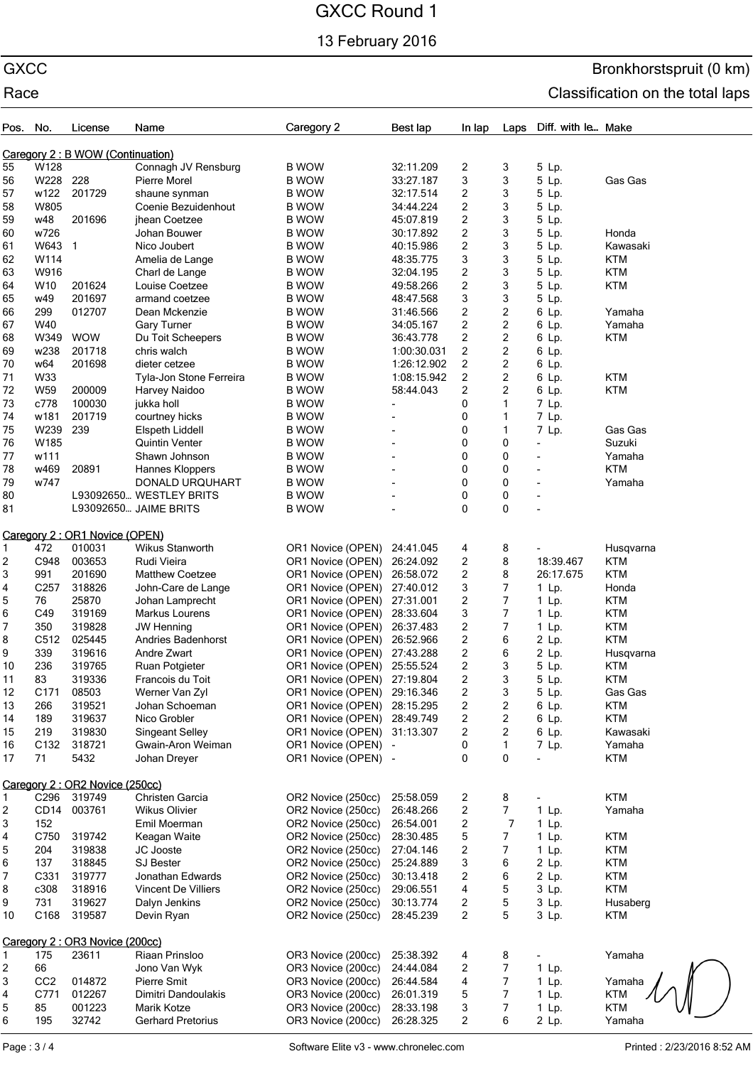# GXCC Round 1

13 February 2016

GXCC — Bronkhorstspruit (0 km)

Race — Classification on the total laps

| Pos. | No. | License | Name | Caregory 2 | Best lap | In lap | Laps | Diff. with le... | Make |
|---|---|---|---|---|---|---|---|---|---|
| **Caregory 2 : B WOW (Continuation)** | | | | | | | | | |
| 55 | W128 | | Connagh JV Rensburg | B WOW | 32:11.209 | 2 | 3 | 5 Lp. | |
| 56 | W228 | 228 | Pierre Morel | B WOW | 33:27.187 | 3 | 3 | 5 Lp. | Gas Gas |
| 57 | w122 | 201729 | shaune synman | B WOW | 32:17.514 | 2 | 3 | 5 Lp. | |
| 58 | W805 | | Coenie Bezuidenhout | B WOW | 34:44.224 | 2 | 3 | 5 Lp. | |
| 59 | w48 | 201696 | jhean Coetzee | B WOW | 45:07.819 | 2 | 3 | 5 Lp. | |
| 60 | w726 | | Johan Bouwer | B WOW | 30:17.892 | 2 | 3 | 5 Lp. | Honda |
| 61 | W643 | 1 | Nico Joubert | B WOW | 40:15.986 | 2 | 3 | 5 Lp. | Kawasaki |
| 62 | W114 | | Amelia de Lange | B WOW | 48:35.775 | 3 | 3 | 5 Lp. | KTM |
| 63 | W916 | | Charl de Lange | B WOW | 32:04.195 | 2 | 3 | 5 Lp. | KTM |
| 64 | W10 | 201624 | Louise Coetzee | B WOW | 49:58.266 | 2 | 3 | 5 Lp. | KTM |
| 65 | w49 | 201697 | armand coetzee | B WOW | 48:47.568 | 3 | 3 | 5 Lp. | |
| 66 | 299 | 012707 | Dean Mckenzie | B WOW | 31:46.566 | 2 | 2 | 6 Lp. | Yamaha |
| 67 | W40 | | Gary Turner | B WOW | 34:05.167 | 2 | 2 | 6 Lp. | Yamaha |
| 68 | W349 | WOW | Du Toit Scheepers | B WOW | 36:43.778 | 2 | 2 | 6 Lp. | KTM |
| 69 | w238 | 201718 | chris walch | B WOW | 1:00:30.031 | 2 | 2 | 6 Lp. | |
| 70 | w64 | 201698 | dieter cetzee | B WOW | 1:26:12.902 | 2 | 2 | 6 Lp. | |
| 71 | W33 | | Tyla-Jon Stone Ferreira | B WOW | 1:08:15.942 | 2 | 2 | 6 Lp. | KTM |
| 72 | W59 | 200009 | Harvey Naidoo | B WOW | 58:44.043 | 2 | 2 | 6 Lp. | KTM |
| 73 | c778 | 100030 | jukka holl | B WOW | - | 0 | 1 | 7 Lp. | |
| 74 | w181 | 201719 | courtney hicks | B WOW | - | 0 | 1 | 7 Lp. | |
| 75 | W239 | 239 | Elspeth Liddell | B WOW | - | 0 | 1 | 7 Lp. | Gas Gas |
| 76 | W185 | | Quintin Venter | B WOW | - | 0 | 0 | - | Suzuki |
| 77 | w111 | | Shawn Johnson | B WOW | - | 0 | 0 | - | Yamaha |
| 78 | w469 | 20891 | Hannes Kloppers | B WOW | - | 0 | 0 | - | KTM |
| 79 | w747 | | DONALD URQUHART | B WOW | - | 0 | 0 | - | Yamaha |
| 80 | | L93092650... | WESTLEY BRITS | B WOW | - | 0 | 0 | - | |
| 81 | | L93092650... | JAIME BRITS | B WOW | - | 0 | 0 | - | |
| **Caregory 2 : OR1 Novice (OPEN)** | | | | | | | | | |
| 1 | 472 | 010031 | Wikus Stanworth | OR1 Novice (OPEN) | 24:41.045 | 4 | 8 | - | Husqvarna |
| 2 | C948 | 003653 | Rudi Vieira | OR1 Novice (OPEN) | 26:24.092 | 2 | 8 | 18:39.467 | KTM |
| 3 | 991 | 201690 | Matthew Coetzee | OR1 Novice (OPEN) | 26:58.072 | 2 | 8 | 26:17.675 | KTM |
| 4 | C257 | 318826 | John-Care de Lange | OR1 Novice (OPEN) | 27:40.012 | 3 | 7 | 1 Lp. | Honda |
| 5 | 76 | 25870 | Johan Lamprecht | OR1 Novice (OPEN) | 27:31.001 | 2 | 7 | 1 Lp. | KTM |
| 6 | C49 | 319169 | Markus Lourens | OR1 Novice (OPEN) | 28:33.604 | 3 | 7 | 1 Lp. | KTM |
| 7 | 350 | 319828 | JW Henning | OR1 Novice (OPEN) | 26:37.483 | 2 | 7 | 1 Lp. | KTM |
| 8 | C512 | 025445 | Andries Badenhorst | OR1 Novice (OPEN) | 26:52.966 | 2 | 6 | 2 Lp. | KTM |
| 9 | 339 | 319616 | Andre Zwart | OR1 Novice (OPEN) | 27:43.288 | 2 | 6 | 2 Lp. | Husqvarna |
| 10 | 236 | 319765 | Ruan Potgieter | OR1 Novice (OPEN) | 25:55.524 | 2 | 3 | 5 Lp. | KTM |
| 11 | 83 | 319336 | Francois du Toit | OR1 Novice (OPEN) | 27:19.804 | 2 | 3 | 5 Lp. | KTM |
| 12 | C171 | 08503 | Werner Van Zyl | OR1 Novice (OPEN) | 29:16.346 | 2 | 3 | 5 Lp. | Gas Gas |
| 13 | 266 | 319521 | Johan Schoeman | OR1 Novice (OPEN) | 28:15.295 | 2 | 2 | 6 Lp. | KTM |
| 14 | 189 | 319637 | Nico Grobler | OR1 Novice (OPEN) | 28:49.749 | 2 | 2 | 6 Lp. | KTM |
| 15 | 219 | 319830 | Singeant Selley | OR1 Novice (OPEN) | 31:13.307 | 2 | 2 | 6 Lp. | Kawasaki |
| 16 | C132 | 318721 | Gwain-Aron Weiman | OR1 Novice (OPEN) | - | 0 | 1 | 7 Lp. | Yamaha |
| 17 | 71 | 5432 | Johan Dreyer | OR1 Novice (OPEN) | - | 0 | 0 | - | KTM |
| **Caregory 2 : OR2 Novice (250cc)** | | | | | | | | | |
| 1 | C296 | 319749 | Christen Garcia | OR2 Novice (250cc) | 25:58.059 | 2 | 8 | - | KTM |
| 2 | CD14 | 003761 | Wikus Olivier | OR2 Novice (250cc) | 26:48.266 | 2 | 7 | 1 Lp. | Yamaha |
| 3 | 152 | | Emil Moerman | OR2 Novice (250cc) | 26:54.001 | 2 | 7 | 1 Lp. | |
| 4 | C750 | 319742 | Keagan Waite | OR2 Novice (250cc) | 28:30.485 | 5 | 7 | 1 Lp. | KTM |
| 5 | 204 | 319838 | JC Jooste | OR2 Novice (250cc) | 27:04.146 | 2 | 7 | 1 Lp. | KTM |
| 6 | 137 | 318845 | SJ Bester | OR2 Novice (250cc) | 25:24.889 | 3 | 6 | 2 Lp. | KTM |
| 7 | C331 | 319777 | Jonathan Edwards | OR2 Novice (250cc) | 30:13.418 | 2 | 6 | 2 Lp. | KTM |
| 8 | c308 | 318916 | Vincent De Villiers | OR2 Novice (250cc) | 29:06.551 | 4 | 5 | 3 Lp. | KTM |
| 9 | 731 | 319627 | Dalyn Jenkins | OR2 Novice (250cc) | 30:13.774 | 2 | 5 | 3 Lp. | Husaberg |
| 10 | C168 | 319587 | Devin Ryan | OR2 Novice (250cc) | 28:45.239 | 2 | 5 | 3 Lp. | KTM |
| **Caregory 2 : OR3 Novice (200cc)** | | | | | | | | | |
| 1 | 175 | 23611 | Riaan Prinsloo | OR3 Novice (200cc) | 25:38.392 | 4 | 8 | - | Yamaha |
| 2 | 66 | | Jono Van Wyk | OR3 Novice (200cc) | 24:44.084 | 2 | 7 | 1 Lp. | |
| 3 | CC2 | 014872 | Pierre Smit | OR3 Novice (200cc) | 26:44.584 | 4 | 7 | 1 Lp. | Yamaha |
| 4 | C771 | 012267 | Dimitri Dandoulakis | OR3 Novice (200cc) | 26:01.319 | 5 | 7 | 1 Lp. | KTM |
| 5 | 85 | 001223 | Marik Kotze | OR3 Novice (200cc) | 28:33.198 | 3 | 7 | 1 Lp. | KTM |
| 6 | 195 | 32742 | Gerhard Pretorius | OR3 Novice (200cc) | 26:28.325 | 2 | 6 | 2 Lp. | Yamaha |

Software Elite v3 - www.chronelec.com — Printed : 2/23/2016 8:52 AM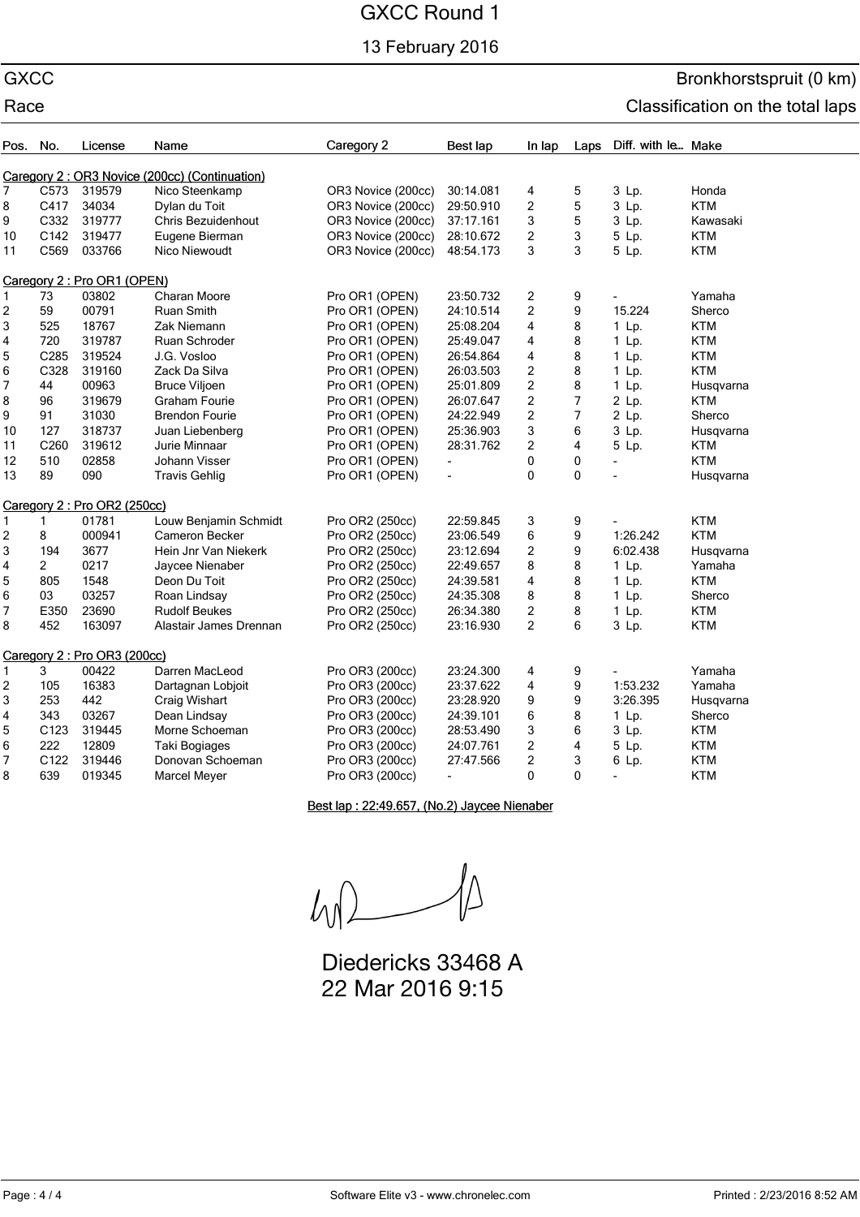# GXCC Round 1

13 February 2016

GXCC — Bronkhorstspruit (0 km)

Race — Classification on the total laps

| Pos. | No. | License | Name | Carегory 2 | Best lap | In lap | Laps | Diff. with le... | Make |
|---|---|---|---|---|---|---|---|---|---|
| **Caregory 2 : OR3 Novice (200cc) (Continuation)** | | | | | | | | | |
| 7 | C573 | 319579 | Nico Steenkamp | OR3 Novice (200cc) | 30:14.081 | 4 | 5 | 3 Lp. | Honda |
| 8 | C417 | 34034 | Dylan du Toit | OR3 Novice (200cc) | 29:50.910 | 2 | 5 | 3 Lp. | KTM |
| 9 | C332 | 319777 | Chris Bezuidenhout | OR3 Novice (200cc) | 37:17.161 | 3 | 5 | 3 Lp. | Kawasaki |
| 10 | C142 | 319477 | Eugene Bierman | OR3 Novice (200cc) | 28:10.672 | 2 | 3 | 5 Lp. | KTM |
| 11 | C569 | 033766 | Nico Niewoudt | OR3 Novice (200cc) | 48:54.173 | 3 | 3 | 5 Lp. | KTM |
| **Caregory 2 : Pro OR1 (OPEN)** | | | | | | | | | |
| 1 | 73 | 03802 | Charan Moore | Pro OR1 (OPEN) | 23:50.732 | 2 | 9 | - | Yamaha |
| 2 | 59 | 00791 | Ruan Smith | Pro OR1 (OPEN) | 24:10.514 | 2 | 9 | 15.224 | Sherco |
| 3 | 525 | 18767 | Zak Niemann | Pro OR1 (OPEN) | 25:08.204 | 4 | 8 | 1 Lp. | KTM |
| 4 | 720 | 319787 | Ruan Schroder | Pro OR1 (OPEN) | 25:49.047 | 4 | 8 | 1 Lp. | KTM |
| 5 | C285 | 319524 | J.G. Vosloo | Pro OR1 (OPEN) | 26:54.864 | 4 | 8 | 1 Lp. | KTM |
| 6 | C328 | 319160 | Zack Da Silva | Pro OR1 (OPEN) | 26:03.503 | 2 | 8 | 1 Lp. | KTM |
| 7 | 44 | 00963 | Bruce Viljoen | Pro OR1 (OPEN) | 25:01.809 | 2 | 8 | 1 Lp. | Husqvarna |
| 8 | 96 | 319679 | Graham Fourie | Pro OR1 (OPEN) | 26:07.647 | 2 | 7 | 2 Lp. | KTM |
| 9 | 91 | 31030 | Brendon Fourie | Pro OR1 (OPEN) | 24:22.949 | 2 | 7 | 2 Lp. | Sherco |
| 10 | 127 | 318737 | Juan Liebenberg | Pro OR1 (OPEN) | 25:36.903 | 3 | 6 | 3 Lp. | Husqvarna |
| 11 | C260 | 319612 | Jurie Minnaar | Pro OR1 (OPEN) | 28:31.762 | 2 | 4 | 5 Lp. | KTM |
| 12 | 510 | 02858 | Johann Visser | Pro OR1 (OPEN) | - | 0 | 0 | - | KTM |
| 13 | 89 | 090 | Travis Gehlig | Pro OR1 (OPEN) | - | 0 | 0 | - | Husqvarna |
| **Caregory 2 : Pro OR2 (250cc)** | | | | | | | | | |
| 1 | 1 | 01781 | Louw Benjamin Schmidt | Pro OR2 (250cc) | 22:59.845 | 3 | 9 | - | KTM |
| 2 | 8 | 000941 | Cameron Becker | Pro OR2 (250cc) | 23:06.549 | 6 | 9 | 1:26.242 | KTM |
| 3 | 194 | 3677 | Hein Jnr Van Niekerk | Pro OR2 (250cc) | 23:12.694 | 2 | 9 | 6:02.438 | Husqvarna |
| 4 | 2 | 0217 | Jaycee Nienaber | Pro OR2 (250cc) | 22:49.657 | 8 | 8 | 1 Lp. | Yamaha |
| 5 | 805 | 1548 | Deon Du Toit | Pro OR2 (250cc) | 24:39.581 | 4 | 8 | 1 Lp. | KTM |
| 6 | 03 | 03257 | Roan Lindsay | Pro OR2 (250cc) | 24:35.308 | 8 | 8 | 1 Lp. | Sherco |
| 7 | E350 | 23690 | Rudolf Beukes | Pro OR2 (250cc) | 26:34.380 | 2 | 8 | 1 Lp. | KTM |
| 8 | 452 | 163097 | Alastair James Drennan | Pro OR2 (250cc) | 23:16.930 | 2 | 6 | 3 Lp. | KTM |
| **Caregory 2 : Pro OR3 (200cc)** | | | | | | | | | |
| 1 | 3 | 00422 | Darren MacLeod | Pro OR3 (200cc) | 23:24.300 | 4 | 9 | - | Yamaha |
| 2 | 105 | 16383 | Dartagnan Lobjoit | Pro OR3 (200cc) | 23:37.622 | 4 | 9 | 1:53.232 | Yamaha |
| 3 | 253 | 442 | Craig Wishart | Pro OR3 (200cc) | 23:28.920 | 9 | 9 | 3:26.395 | Husqvarna |
| 4 | 343 | 03267 | Dean Lindsay | Pro OR3 (200cc) | 24:39.101 | 6 | 8 | 1 Lp. | Sherco |
| 5 | C123 | 319445 | Morne Schoeman | Pro OR3 (200cc) | 28:53.490 | 3 | 6 | 3 Lp. | KTM |
| 6 | 222 | 12809 | Taki Bogiages | Pro OR3 (200cc) | 24:07.761 | 2 | 4 | 5 Lp. | KTM |
| 7 | C122 | 319446 | Donovan Schoeman | Pro OR3 (200cc) | 27:47.566 | 2 | 3 | 6 Lp. | KTM |
| 8 | 639 | 019345 | Marcel Meyer | Pro OR3 (200cc) | - | 0 | 0 | - | KTM |

Best lap : 22:49.657, (No.2) Jaycee Nienaber

Diedericks 33468 A
22 Mar 2016 9:15

Software Elite v3 - www.chronelec.com — Printed : 2/23/2016 8:52 AM